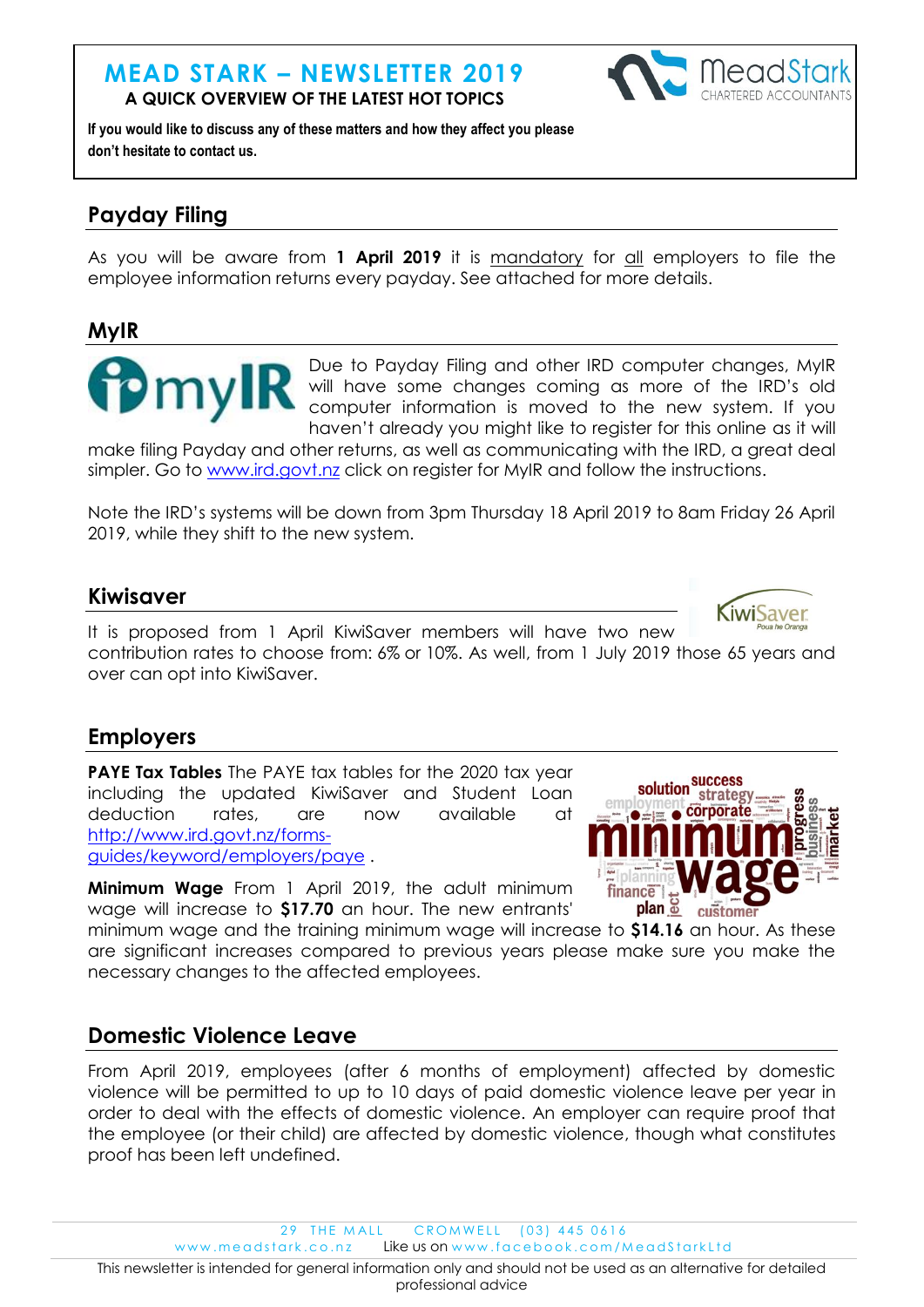# MEAD STARK – NEWSLETTER 2019

**A QUICK OVERVIEW OF THE LATEST HOT TOPICS**

**If you would like to discuss any of these matters and how they affect you please don't hesitate to contact us.**

## Payday Filing

As you will be aware from **1 April 2019** it is mandatory for all employers to file the employee information returns every payday. See attached for more details.

## MyIR

Due to Payday Filing and other IRD computer changes, MyIR will have some changes coming as more of the IRD's old computer information is moved to the new system. If you haven't already you might like to register for this online as it will make filing Payday and other returns, as well as communicating with the IRD, a great deal simpler. Go to www.ird.govt.nz click on register for MyIR and follow the instructions.

Note the IRD's systems will be down from 3pm Thursday 18 April 2019 to 8am Friday 26 April 2019, while they shift to the new system.

## Kiwisaver

It is proposed from 1 April KiwiSaver members will have two new contribution rates to choose from: 6% or 10%. As well, from 1 July 2019 those 65 years and over can opt into KiwiSaver.

## Employers

**PAYE Tax Tables** The PAYE tax tables for the 2020 tax year including the updated KiwiSaver and Student Loan deduction rates, are now available at http://www.ird.govt.nz/forms-guides/keyword/employers/paye .

**Minimum Wage** From 1 April 2019, the adult minimum wage will increase to **$17.70** an hour. The new entrants' minimum wage and the training minimum wage will increase to **$14.16** an hour. As these are significant increases compared to previous years please make sure you make the necessary changes to the affected employees.

## Domestic Violence Leave

From April 2019, employees (after 6 months of employment) affected by domestic violence will be permitted to up to 10 days of paid domestic violence leave per year in order to deal with the effects of domestic violence. An employer can require proof that the employee (or their child) are affected by domestic violence, though what constitutes proof has been left undefined.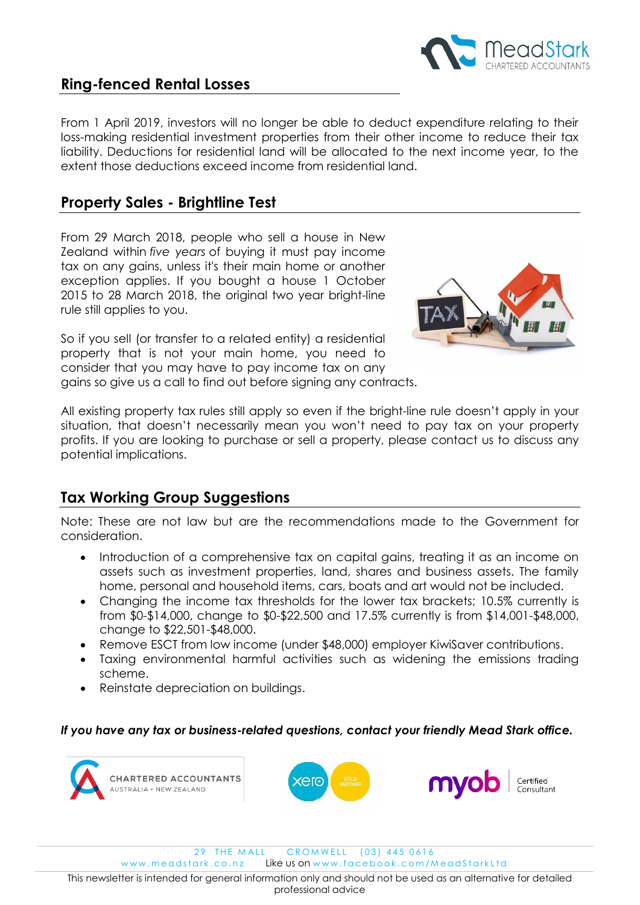## Ring-fenced Rental Losses

From 1 April 2019, investors will no longer be able to deduct expenditure relating to their loss-making residential investment properties from their other income to reduce their tax liability. Deductions for residential land will be allocated to the next income year, to the extent those deductions exceed income from residential land.

## Property Sales - Brightline Test

From 29 March 2018, people who sell a house in New Zealand within *five years* of buying it must pay income tax on any gains, unless it's their main home or another exception applies. If you bought a house 1 October 2015 to 28 March 2018, the original two year bright-line rule still applies to you.

So if you sell (or transfer to a related entity) a residential property that is not your main home, you need to consider that you may have to pay income tax on any gains so give us a call to find out before signing any contracts.

All existing property tax rules still apply so even if the bright-line rule doesn't apply in your situation, that doesn't necessarily mean you won't need to pay tax on your property profits. If you are looking to purchase or sell a property, please contact us to discuss any potential implications.

## Tax Working Group Suggestions

Note: These are not law but are the recommendations made to the Government for consideration.

- Introduction of a comprehensive tax on capital gains, treating it as an income on assets such as investment properties, land, shares and business assets. The family home, personal and household items, cars, boats and art would not be included.
- Changing the income tax thresholds for the lower tax brackets; 10.5% currently is from $0-$14,000, change to $0-$22,500 and 17.5% currently is from $14,001-$48,000, change to $22,501-$48,000.
- Remove ESCT from low income (under $48,000) employer KiwiSaver contributions.
- Taxing environmental harmful activities such as widening the emissions trading scheme.
- Reinstate depreciation on buildings.

***If you have any tax or business-related questions, contact your friendly Mead Stark office.***

29 THE MALL CROMWELL (03) 445 0616

www.meadstark.co.nz Like us on www.facebook.com/MeadStarkLtd

This newsletter is intended for general information only and should not be used as an alternative for detailed professional advice